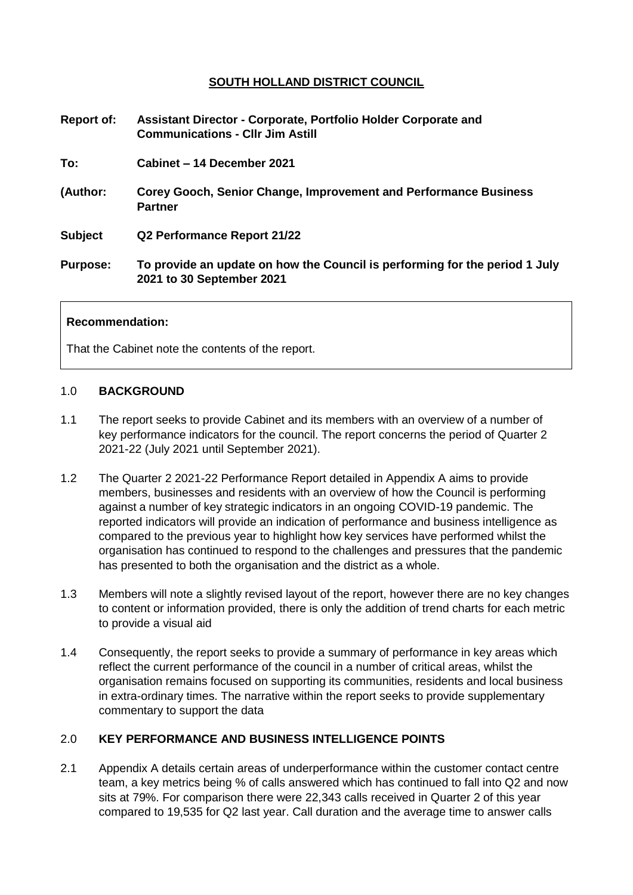**SOUTH HOLLAND DISTRICT COUNCIL**

| | |
|---|---|
| **Report of:** | **Assistant Director - Corporate, Portfolio Holder Corporate and Communications - Cllr Jim Astill** |
| **To:** | **Cabinet – 14 December 2021** |
| **(Author:** | **Corey Gooch, Senior Change, Improvement and Performance Business Partner** |
| **Subject** | **Q2 Performance Report 21/22** |
| **Purpose:** | **To provide an update on how the Council is performing for the period 1 July 2021 to 30 September 2021** |

**Recommendation:**

That the Cabinet note the contents of the report.

## 1.0 BACKGROUND

1.1 The report seeks to provide Cabinet and its members with an overview of a number of key performance indicators for the council. The report concerns the period of Quarter 2 2021-22 (July 2021 until September 2021).

1.2 The Quarter 2 2021-22 Performance Report detailed in Appendix A aims to provide members, businesses and residents with an overview of how the Council is performing against a number of key strategic indicators in an ongoing COVID-19 pandemic. The reported indicators will provide an indication of performance and business intelligence as compared to the previous year to highlight how key services have performed whilst the organisation has continued to respond to the challenges and pressures that the pandemic has presented to both the organisation and the district as a whole.

1.3 Members will note a slightly revised layout of the report, however there are no key changes to content or information provided, there is only the addition of trend charts for each metric to provide a visual aid

1.4 Consequently, the report seeks to provide a summary of performance in key areas which reflect the current performance of the council in a number of critical areas, whilst the organisation remains focused on supporting its communities, residents and local business in extra-ordinary times. The narrative within the report seeks to provide supplementary commentary to support the data

## 2.0 KEY PERFORMANCE AND BUSINESS INTELLIGENCE POINTS

2.1 Appendix A details certain areas of underperformance within the customer contact centre team, a key metrics being % of calls answered which has continued to fall into Q2 and now sits at 79%. For comparison there were 22,343 calls received in Quarter 2 of this year compared to 19,535 for Q2 last year. Call duration and the average time to answer calls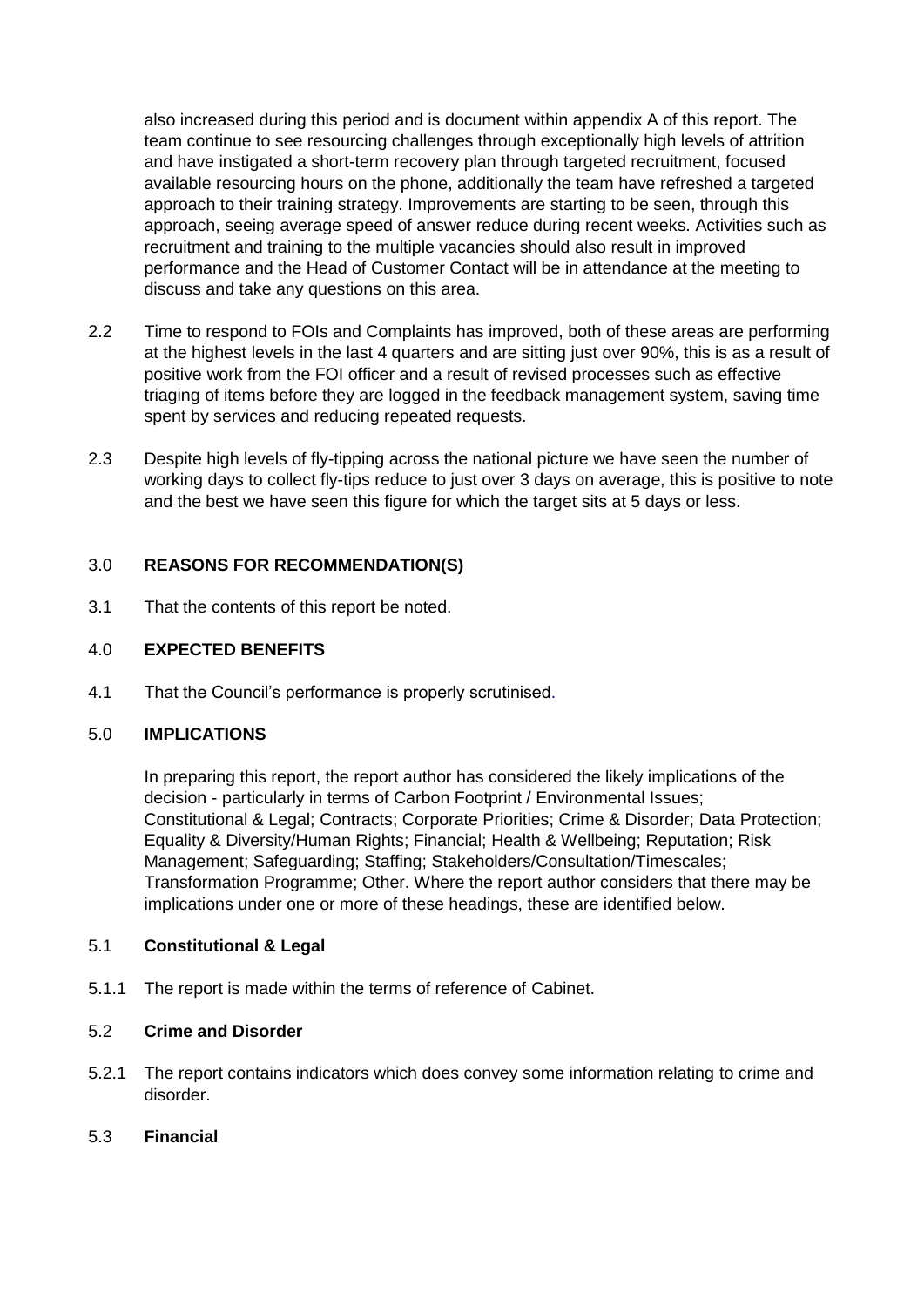also increased during this period and is document within appendix A of this report. The team continue to see resourcing challenges through exceptionally high levels of attrition and have instigated a short-term recovery plan through targeted recruitment, focused available resourcing hours on the phone, additionally the team have refreshed a targeted approach to their training strategy. Improvements are starting to be seen, through this approach, seeing average speed of answer reduce during recent weeks. Activities such as recruitment and training to the multiple vacancies should also result in improved performance and the Head of Customer Contact will be in attendance at the meeting to discuss and take any questions on this area.

2.2 Time to respond to FOIs and Complaints has improved, both of these areas are performing at the highest levels in the last 4 quarters and are sitting just over 90%, this is as a result of positive work from the FOI officer and a result of revised processes such as effective triaging of items before they are logged in the feedback management system, saving time spent by services and reducing repeated requests.

2.3 Despite high levels of fly-tipping across the national picture we have seen the number of working days to collect fly-tips reduce to just over 3 days on average, this is positive to note and the best we have seen this figure for which the target sits at 5 days or less.

## 3.0 REASONS FOR RECOMMENDATION(S)

3.1 That the contents of this report be noted.

## 4.0 EXPECTED BENEFITS

4.1 That the Council's performance is properly scrutinised.

## 5.0 IMPLICATIONS

In preparing this report, the report author has considered the likely implications of the decision - particularly in terms of Carbon Footprint / Environmental Issues; Constitutional & Legal; Contracts; Corporate Priorities; Crime & Disorder; Data Protection; Equality & Diversity/Human Rights; Financial; Health & Wellbeing; Reputation; Risk Management; Safeguarding; Staffing; Stakeholders/Consultation/Timescales; Transformation Programme; Other. Where the report author considers that there may be implications under one or more of these headings, these are identified below.

### 5.1 Constitutional & Legal

5.1.1 The report is made within the terms of reference of Cabinet.

### 5.2 Crime and Disorder

5.2.1 The report contains indicators which does convey some information relating to crime and disorder.

### 5.3 Financial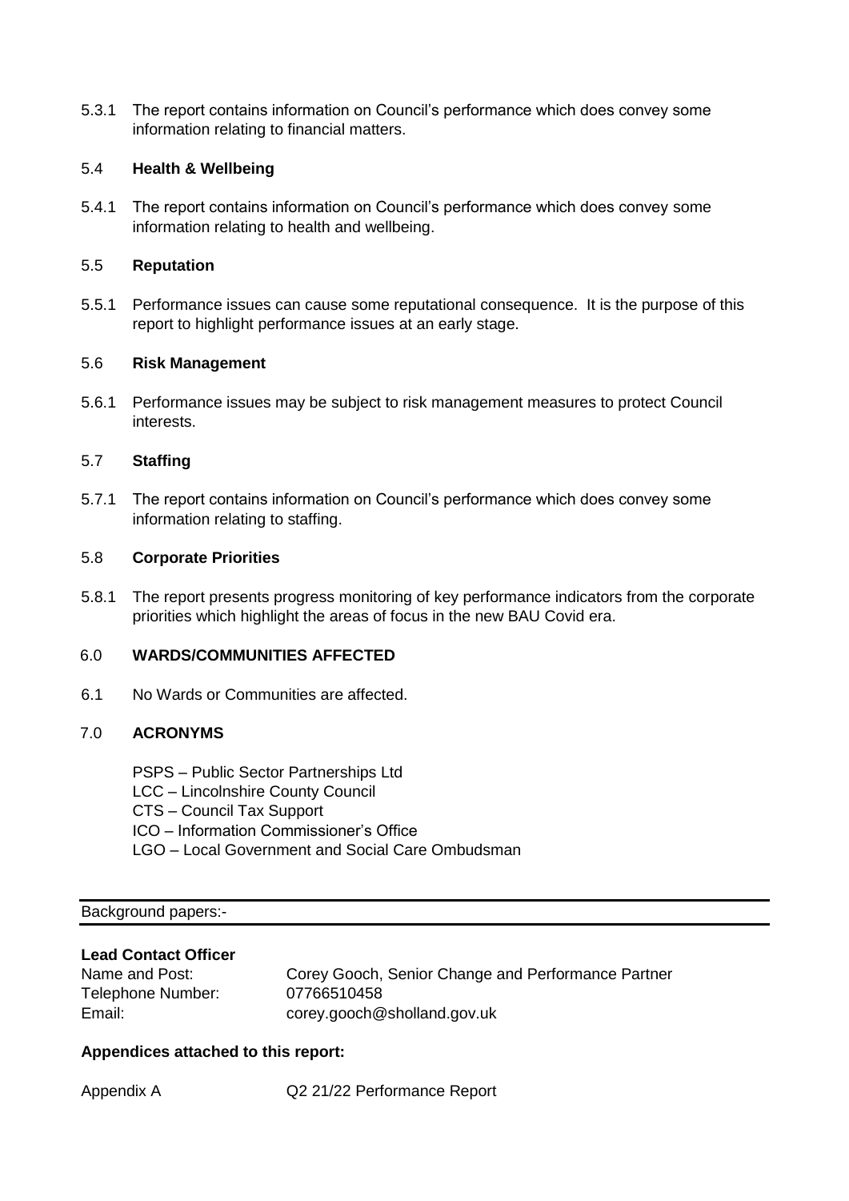5.3.1 The report contains information on Council's performance which does convey some information relating to financial matters.

### 5.4 **Health & Wellbeing**

5.4.1 The report contains information on Council's performance which does convey some information relating to health and wellbeing.

### 5.5 **Reputation**

5.5.1 Performance issues can cause some reputational consequence. It is the purpose of this report to highlight performance issues at an early stage.

### 5.6 **Risk Management**

5.6.1 Performance issues may be subject to risk management measures to protect Council interests.

### 5.7 **Staffing**

5.7.1 The report contains information on Council's performance which does convey some information relating to staffing.

### 5.8 **Corporate Priorities**

5.8.1 The report presents progress monitoring of key performance indicators from the corporate priorities which highlight the areas of focus in the new BAU Covid era.

## 6.0 **WARDS/COMMUNITIES AFFECTED**

6.1 No Wards or Communities are affected.

## 7.0 **ACRONYMS**

PSPS – Public Sector Partnerships Ltd
LCC – Lincolnshire County Council
CTS – Council Tax Support
ICO – Information Commissioner's Office
LGO – Local Government and Social Care Ombudsman

Background papers:-

**Lead Contact Officer**

| | |
|---|---|
| Name and Post: | Corey Gooch, Senior Change and Performance Partner |
| Telephone Number: | 07766510458 |
| Email: | corey.gooch@sholland.gov.uk |

**Appendices attached to this report:**

| | |
|---|---|
| Appendix A | Q2 21/22 Performance Report |